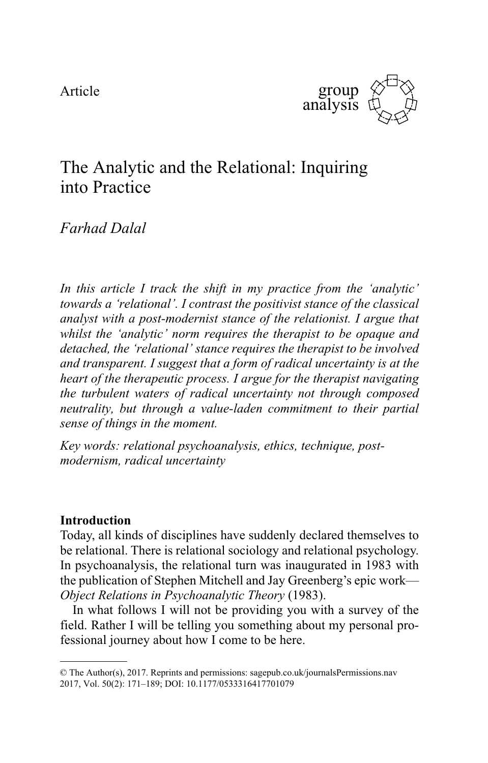Article

# The Analytic and the Relational: Inquiring into Practice

*Farhad Dalal*

*In this article I track the shift in my practice from the 'analytic' towards a 'relational'. I contrast the positivist stance of the classical analyst with a post-modernist stance of the relationist. I argue that whilst the 'analytic' norm requires the therapist to be opaque and detached, the 'relational' stance requires the therapist to be involved and transparent. I suggest that a form of radical uncertainty is at the heart of the therapeutic process. I argue for the therapist navigating the turbulent waters of radical uncertainty not through composed neutrality, but through a value-laden commitment to their partial sense of things in the moment.*

*Key words: relational psychoanalysis, ethics, technique, post-modernism, radical uncertainty*

## Introduction

Today, all kinds of disciplines have suddenly declared themselves to be relational. There is relational sociology and relational psychology. In psychoanalysis, the relational turn was inaugurated in 1983 with the publication of Stephen Mitchell and Jay Greenberg's epic work—*Object Relations in Psychoanalytic Theory* (1983).

In what follows I will not be providing you with a survey of the field. Rather I will be telling you something about my personal professional journey about how I come to be here.

© The Author(s), 2017. Reprints and permissions: sagepub.co.uk/journalsPermissions.nav
2017, Vol. 50(2): 171–189; DOI: 10.1177/0533316417701079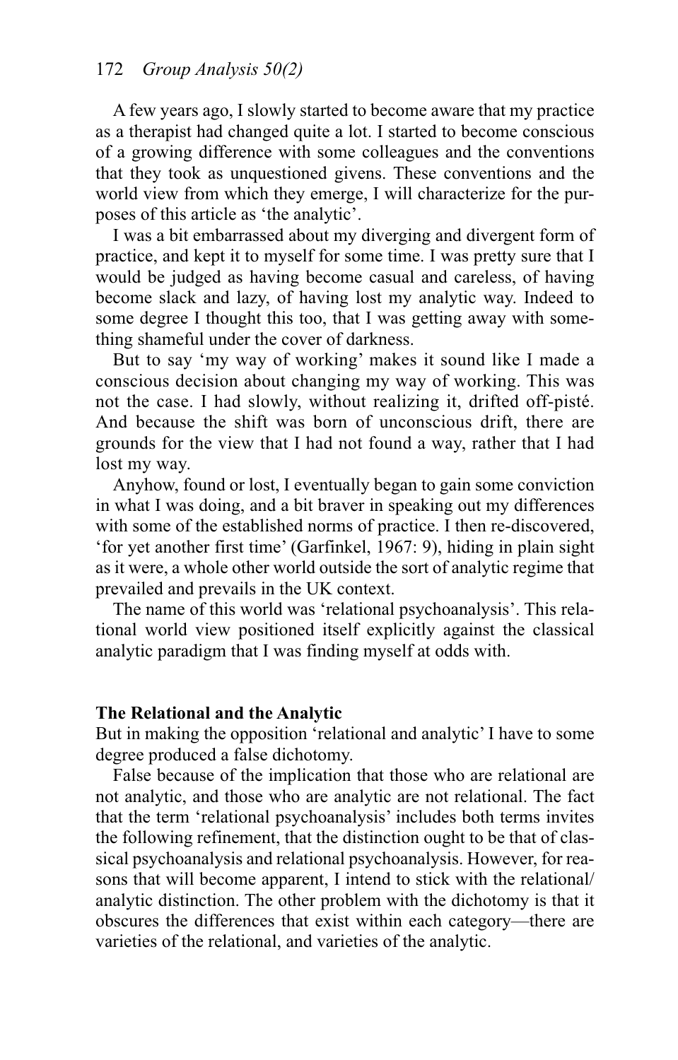A few years ago, I slowly started to become aware that my practice as a therapist had changed quite a lot. I started to become conscious of a growing difference with some colleagues and the conventions that they took as unquestioned givens. These conventions and the world view from which they emerge, I will characterize for the purposes of this article as 'the analytic'.

I was a bit embarrassed about my diverging and divergent form of practice, and kept it to myself for some time. I was pretty sure that I would be judged as having become casual and careless, of having become slack and lazy, of having lost my analytic way. Indeed to some degree I thought this too, that I was getting away with something shameful under the cover of darkness.

But to say 'my way of working' makes it sound like I made a conscious decision about changing my way of working. This was not the case. I had slowly, without realizing it, drifted off-pisté. And because the shift was born of unconscious drift, there are grounds for the view that I had not found a way, rather that I had lost my way.

Anyhow, found or lost, I eventually began to gain some conviction in what I was doing, and a bit braver in speaking out my differences with some of the established norms of practice. I then re-discovered, 'for yet another first time' (Garfinkel, 1967: 9), hiding in plain sight as it were, a whole other world outside the sort of analytic regime that prevailed and prevails in the UK context.

The name of this world was 'relational psychoanalysis'. This relational world view positioned itself explicitly against the classical analytic paradigm that I was finding myself at odds with.

## The Relational and the Analytic

But in making the opposition 'relational and analytic' I have to some degree produced a false dichotomy.

False because of the implication that those who are relational are not analytic, and those who are analytic are not relational. The fact that the term 'relational psychoanalysis' includes both terms invites the following refinement, that the distinction ought to be that of classical psychoanalysis and relational psychoanalysis. However, for reasons that will become apparent, I intend to stick with the relational/analytic distinction. The other problem with the dichotomy is that it obscures the differences that exist within each category—there are varieties of the relational, and varieties of the analytic.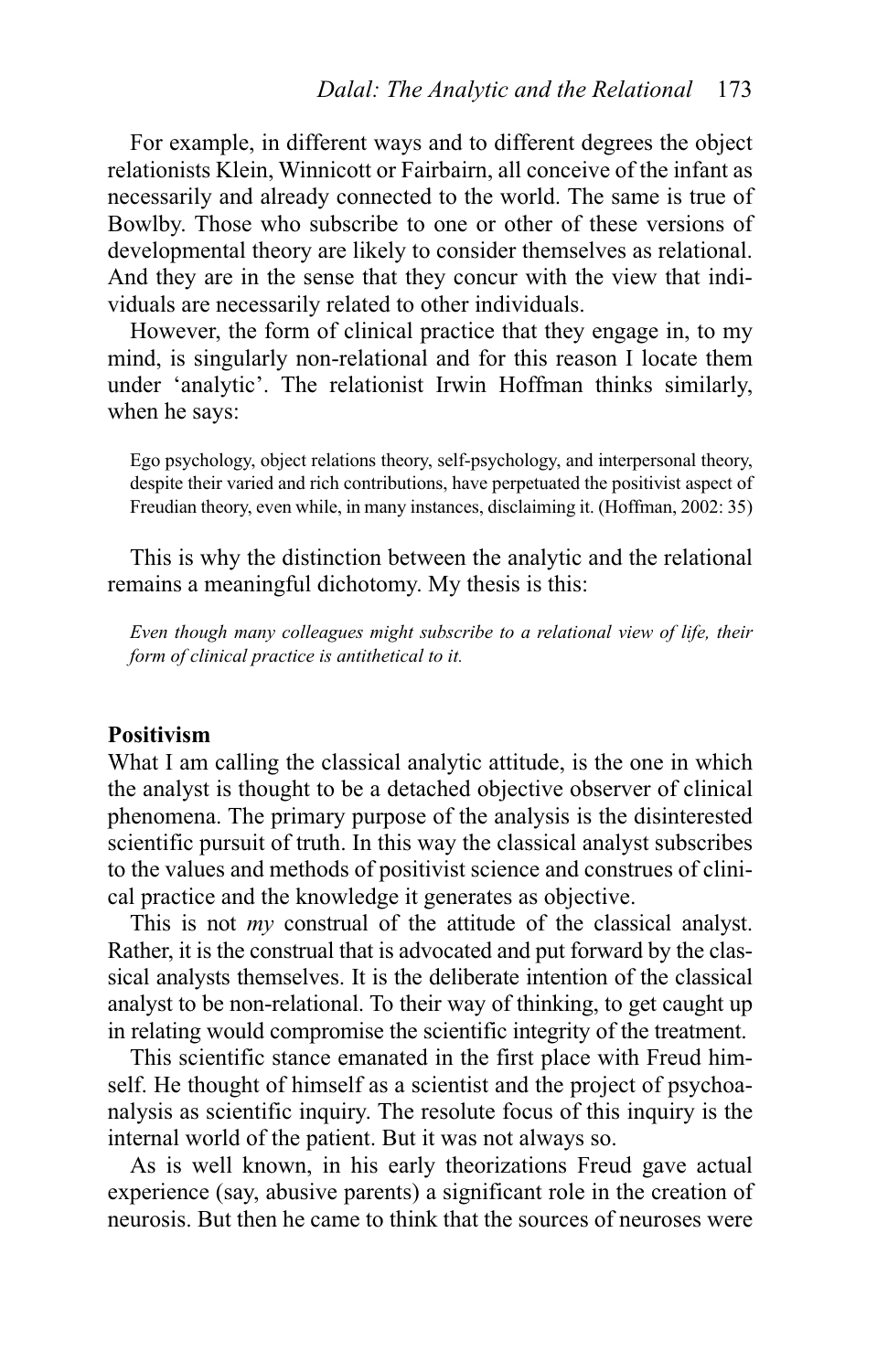For example, in different ways and to different degrees the object relationists Klein, Winnicott or Fairbairn, all conceive of the infant as necessarily and already connected to the world. The same is true of Bowlby. Those who subscribe to one or other of these versions of developmental theory are likely to consider themselves as relational. And they are in the sense that they concur with the view that individuals are necessarily related to other individuals.

However, the form of clinical practice that they engage in, to my mind, is singularly non-relational and for this reason I locate them under 'analytic'. The relationist Irwin Hoffman thinks similarly, when he says:

> Ego psychology, object relations theory, self-psychology, and interpersonal theory, despite their varied and rich contributions, have perpetuated the positivist aspect of Freudian theory, even while, in many instances, disclaiming it. (Hoffman, 2002: 35)

This is why the distinction between the analytic and the relational remains a meaningful dichotomy. My thesis is this:

> *Even though many colleagues might subscribe to a relational view of life, their form of clinical practice is antithetical to it.*

## Positivism

What I am calling the classical analytic attitude, is the one in which the analyst is thought to be a detached objective observer of clinical phenomena. The primary purpose of the analysis is the disinterested scientific pursuit of truth. In this way the classical analyst subscribes to the values and methods of positivist science and construes of clinical practice and the knowledge it generates as objective.

This is not *my* construal of the attitude of the classical analyst. Rather, it is the construal that is advocated and put forward by the classical analysts themselves. It is the deliberate intention of the classical analyst to be non-relational. To their way of thinking, to get caught up in relating would compromise the scientific integrity of the treatment.

This scientific stance emanated in the first place with Freud himself. He thought of himself as a scientist and the project of psychoanalysis as scientific inquiry. The resolute focus of this inquiry is the internal world of the patient. But it was not always so.

As is well known, in his early theorizations Freud gave actual experience (say, abusive parents) a significant role in the creation of neurosis. But then he came to think that the sources of neuroses were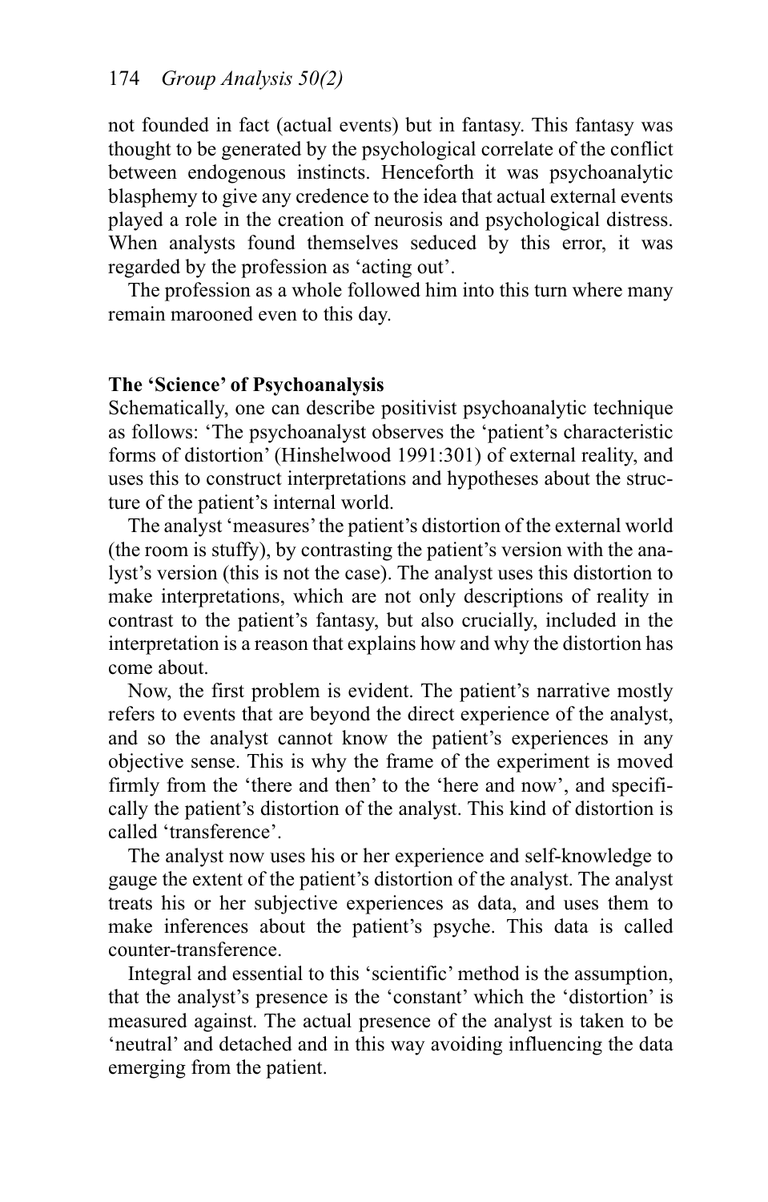not founded in fact (actual events) but in fantasy. This fantasy was thought to be generated by the psychological correlate of the conflict between endogenous instincts. Henceforth it was psychoanalytic blasphemy to give any credence to the idea that actual external events played a role in the creation of neurosis and psychological distress. When analysts found themselves seduced by this error, it was regarded by the profession as 'acting out'.

The profession as a whole followed him into this turn where many remain marooned even to this day.

## The 'Science' of Psychoanalysis

Schematically, one can describe positivist psychoanalytic technique as follows: 'The psychoanalyst observes the 'patient's characteristic forms of distortion' (Hinshelwood 1991:301) of external reality, and uses this to construct interpretations and hypotheses about the structure of the patient's internal world.

The analyst 'measures' the patient's distortion of the external world (the room is stuffy), by contrasting the patient's version with the analyst's version (this is not the case). The analyst uses this distortion to make interpretations, which are not only descriptions of reality in contrast to the patient's fantasy, but also crucially, included in the interpretation is a reason that explains how and why the distortion has come about.

Now, the first problem is evident. The patient's narrative mostly refers to events that are beyond the direct experience of the analyst, and so the analyst cannot know the patient's experiences in any objective sense. This is why the frame of the experiment is moved firmly from the 'there and then' to the 'here and now', and specifically the patient's distortion of the analyst. This kind of distortion is called 'transference'.

The analyst now uses his or her experience and self-knowledge to gauge the extent of the patient's distortion of the analyst. The analyst treats his or her subjective experiences as data, and uses them to make inferences about the patient's psyche. This data is called counter-transference.

Integral and essential to this 'scientific' method is the assumption, that the analyst's presence is the 'constant' which the 'distortion' is measured against. The actual presence of the analyst is taken to be 'neutral' and detached and in this way avoiding influencing the data emerging from the patient.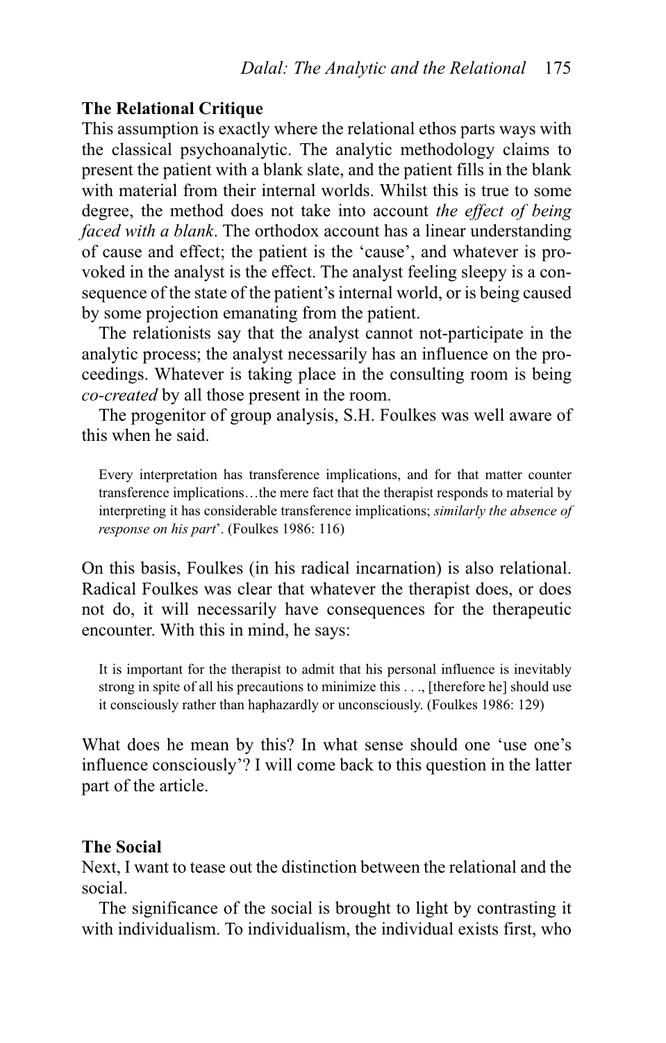## The Relational Critique

This assumption is exactly where the relational ethos parts ways with the classical psychoanalytic. The analytic methodology claims to present the patient with a blank slate, and the patient fills in the blank with material from their internal worlds. Whilst this is true to some degree, the method does not take into account *the effect of being faced with a blank*. The orthodox account has a linear understanding of cause and effect; the patient is the 'cause', and whatever is provoked in the analyst is the effect. The analyst feeling sleepy is a consequence of the state of the patient's internal world, or is being caused by some projection emanating from the patient.

The relationists say that the analyst cannot not-participate in the analytic process; the analyst necessarily has an influence on the proceedings. Whatever is taking place in the consulting room is being *co-created* by all those present in the room.

The progenitor of group analysis, S.H. Foulkes was well aware of this when he said.

> Every interpretation has transference implications, and for that matter counter transference implications…the mere fact that the therapist responds to material by interpreting it has considerable transference implications; *similarly the absence of response on his part*'. (Foulkes 1986: 116)

On this basis, Foulkes (in his radical incarnation) is also relational. Radical Foulkes was clear that whatever the therapist does, or does not do, it will necessarily have consequences for the therapeutic encounter. With this in mind, he says:

> It is important for the therapist to admit that his personal influence is inevitably strong in spite of all his precautions to minimize this . . ., [therefore he] should use it consciously rather than haphazardly or unconsciously. (Foulkes 1986: 129)

What does he mean by this? In what sense should one 'use one's influence consciously'? I will come back to this question in the latter part of the article.

## The Social

Next, I want to tease out the distinction between the relational and the social.

The significance of the social is brought to light by contrasting it with individualism. To individualism, the individual exists first, who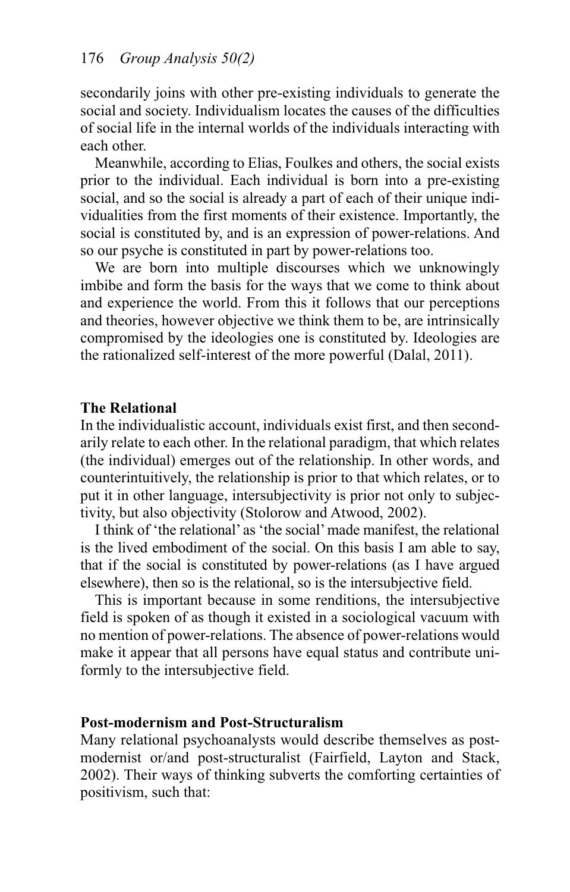secondarily joins with other pre-existing individuals to generate the social and society. Individualism locates the causes of the difficulties of social life in the internal worlds of the individuals interacting with each other.

Meanwhile, according to Elias, Foulkes and others, the social exists prior to the individual. Each individual is born into a pre-existing social, and so the social is already a part of each of their unique individualities from the first moments of their existence. Importantly, the social is constituted by, and is an expression of power-relations. And so our psyche is constituted in part by power-relations too.

We are born into multiple discourses which we unknowingly imbibe and form the basis for the ways that we come to think about and experience the world. From this it follows that our perceptions and theories, however objective we think them to be, are intrinsically compromised by the ideologies one is constituted by. Ideologies are the rationalized self-interest of the more powerful (Dalal, 2011).

## The Relational

In the individualistic account, individuals exist first, and then secondarily relate to each other. In the relational paradigm, that which relates (the individual) emerges out of the relationship. In other words, and counterintuitively, the relationship is prior to that which relates, or to put it in other language, intersubjectivity is prior not only to subjectivity, but also objectivity (Stolorow and Atwood, 2002).

I think of 'the relational' as 'the social' made manifest, the relational is the lived embodiment of the social. On this basis I am able to say, that if the social is constituted by power-relations (as I have argued elsewhere), then so is the relational, so is the intersubjective field.

This is important because in some renditions, the intersubjective field is spoken of as though it existed in a sociological vacuum with no mention of power-relations. The absence of power-relations would make it appear that all persons have equal status and contribute uniformly to the intersubjective field.

## Post-modernism and Post-Structuralism

Many relational psychoanalysts would describe themselves as post-modernist or/and post-structuralist (Fairfield, Layton and Stack, 2002). Their ways of thinking subverts the comforting certainties of positivism, such that: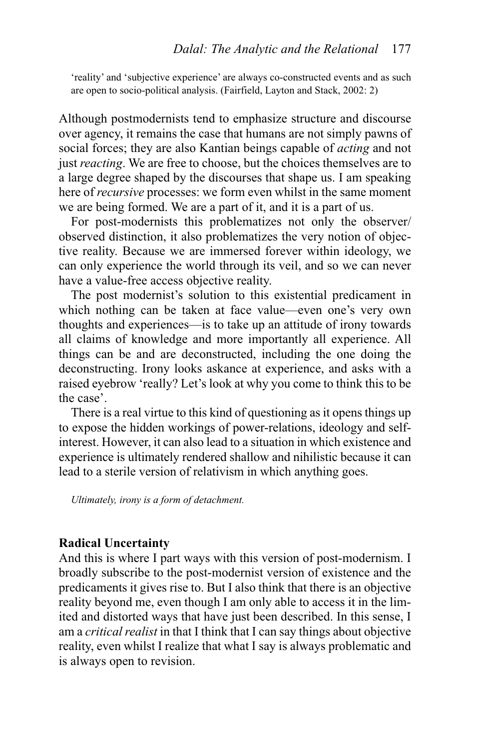'reality' and 'subjective experience' are always co-constructed events and as such are open to socio-political analysis. (Fairfield, Layton and Stack, 2002: 2)

Although postmodernists tend to emphasize structure and discourse over agency, it remains the case that humans are not simply pawns of social forces; they are also Kantian beings capable of *acting* and not just *reacting*. We are free to choose, but the choices themselves are to a large degree shaped by the discourses that shape us. I am speaking here of *recursive* processes: we form even whilst in the same moment we are being formed. We are a part of it, and it is a part of us.

For post-modernists this problematizes not only the observer/observed distinction, it also problematizes the very notion of objective reality. Because we are immersed forever within ideology, we can only experience the world through its veil, and so we can never have a value-free access objective reality.

The post modernist's solution to this existential predicament in which nothing can be taken at face value—even one's very own thoughts and experiences—is to take up an attitude of irony towards all claims of knowledge and more importantly all experience. All things can be and are deconstructed, including the one doing the deconstructing. Irony looks askance at experience, and asks with a raised eyebrow 'really? Let's look at why you come to think this to be the case'.

There is a real virtue to this kind of questioning as it opens things up to expose the hidden workings of power-relations, ideology and self-interest. However, it can also lead to a situation in which existence and experience is ultimately rendered shallow and nihilistic because it can lead to a sterile version of relativism in which anything goes.

*Ultimately, irony is a form of detachment.*

**Radical Uncertainty**

And this is where I part ways with this version of post-modernism. I broadly subscribe to the post-modernist version of existence and the predicaments it gives rise to. But I also think that there is an objective reality beyond me, even though I am only able to access it in the limited and distorted ways that have just been described. In this sense, I am a *critical realist* in that I think that I can say things about objective reality, even whilst I realize that what I say is always problematic and is always open to revision.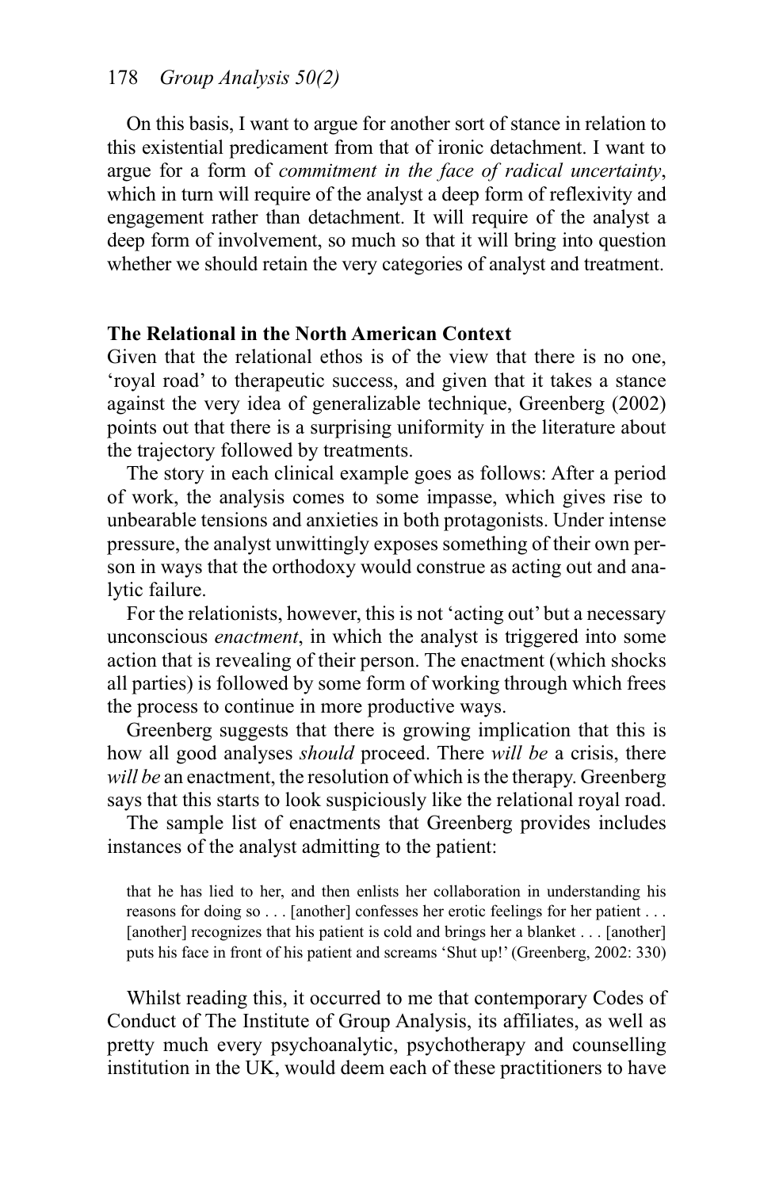On this basis, I want to argue for another sort of stance in relation to this existential predicament from that of ironic detachment. I want to argue for a form of *commitment in the face of radical uncertainty*, which in turn will require of the analyst a deep form of reflexivity and engagement rather than detachment. It will require of the analyst a deep form of involvement, so much so that it will bring into question whether we should retain the very categories of analyst and treatment.

**The Relational in the North American Context**

Given that the relational ethos is of the view that there is no one, 'royal road' to therapeutic success, and given that it takes a stance against the very idea of generalizable technique, Greenberg (2002) points out that there is a surprising uniformity in the literature about the trajectory followed by treatments.

The story in each clinical example goes as follows: After a period of work, the analysis comes to some impasse, which gives rise to unbearable tensions and anxieties in both protagonists. Under intense pressure, the analyst unwittingly exposes something of their own person in ways that the orthodoxy would construe as acting out and analytic failure.

For the relationists, however, this is not 'acting out' but a necessary unconscious *enactment*, in which the analyst is triggered into some action that is revealing of their person. The enactment (which shocks all parties) is followed by some form of working through which frees the process to continue in more productive ways.

Greenberg suggests that there is growing implication that this is how all good analyses *should* proceed. There *will be* a crisis, there *will be* an enactment, the resolution of which is the therapy. Greenberg says that this starts to look suspiciously like the relational royal road.

The sample list of enactments that Greenberg provides includes instances of the analyst admitting to the patient:

> that he has lied to her, and then enlists her collaboration in understanding his reasons for doing so . . . [another] confesses her erotic feelings for her patient . . . [another] recognizes that his patient is cold and brings her a blanket . . . [another] puts his face in front of his patient and screams 'Shut up!' (Greenberg, 2002: 330)

Whilst reading this, it occurred to me that contemporary Codes of Conduct of The Institute of Group Analysis, its affiliates, as well as pretty much every psychoanalytic, psychotherapy and counselling institution in the UK, would deem each of these practitioners to have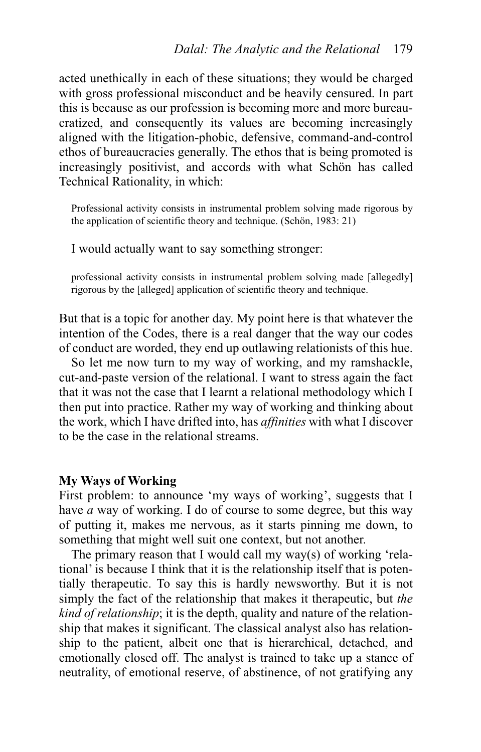acted unethically in each of these situations; they would be charged with gross professional misconduct and be heavily censured. In part this is because as our profession is becoming more and more bureaucratized, and consequently its values are becoming increasingly aligned with the litigation-phobic, defensive, command-and-control ethos of bureaucracies generally. The ethos that is being promoted is increasingly positivist, and accords with what Schön has called Technical Rationality, in which:

> Professional activity consists in instrumental problem solving made rigorous by the application of scientific theory and technique. (Schön, 1983: 21)

I would actually want to say something stronger:

> professional activity consists in instrumental problem solving made [allegedly] rigorous by the [alleged] application of scientific theory and technique.

But that is a topic for another day. My point here is that whatever the intention of the Codes, there is a real danger that the way our codes of conduct are worded, they end up outlawing relationists of this hue.

So let me now turn to my way of working, and my ramshackle, cut-and-paste version of the relational. I want to stress again the fact that it was not the case that I learnt a relational methodology which I then put into practice. Rather my way of working and thinking about the work, which I have drifted into, has *affinities* with what I discover to be the case in the relational streams.

**My Ways of Working**

First problem: to announce 'my ways of working', suggests that I have *a* way of working. I do of course to some degree, but this way of putting it, makes me nervous, as it starts pinning me down, to something that might well suit one context, but not another.

The primary reason that I would call my way(s) of working 'relational' is because I think that it is the relationship itself that is potentially therapeutic. To say this is hardly newsworthy. But it is not simply the fact of the relationship that makes it therapeutic, but *the kind of relationship*; it is the depth, quality and nature of the relationship that makes it significant. The classical analyst also has relationship to the patient, albeit one that is hierarchical, detached, and emotionally closed off. The analyst is trained to take up a stance of neutrality, of emotional reserve, of abstinence, of not gratifying any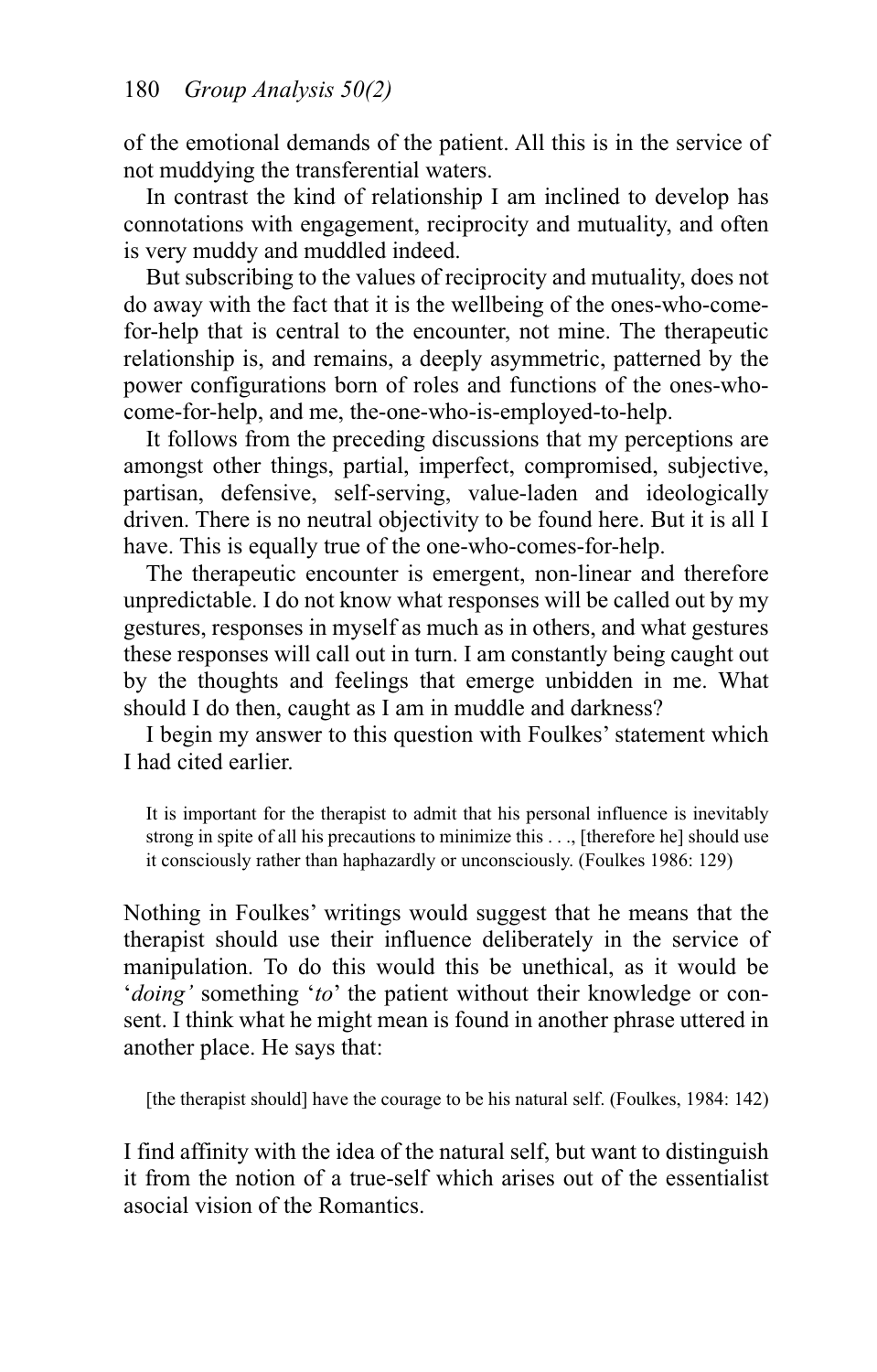of the emotional demands of the patient. All this is in the service of not muddying the transferential waters.

In contrast the kind of relationship I am inclined to develop has connotations with engagement, reciprocity and mutuality, and often is very muddy and muddled indeed.

But subscribing to the values of reciprocity and mutuality, does not do away with the fact that it is the wellbeing of the ones-who-come-for-help that is central to the encounter, not mine. The therapeutic relationship is, and remains, a deeply asymmetric, patterned by the power configurations born of roles and functions of the ones-who-come-for-help, and me, the-one-who-is-employed-to-help.

It follows from the preceding discussions that my perceptions are amongst other things, partial, imperfect, compromised, subjective, partisan, defensive, self-serving, value-laden and ideologically driven. There is no neutral objectivity to be found here. But it is all I have. This is equally true of the one-who-comes-for-help.

The therapeutic encounter is emergent, non-linear and therefore unpredictable. I do not know what responses will be called out by my gestures, responses in myself as much as in others, and what gestures these responses will call out in turn. I am constantly being caught out by the thoughts and feelings that emerge unbidden in me. What should I do then, caught as I am in muddle and darkness?

I begin my answer to this question with Foulkes' statement which I had cited earlier.

> It is important for the therapist to admit that his personal influence is inevitably strong in spite of all his precautions to minimize this . . ., [therefore he] should use it consciously rather than haphazardly or unconsciously. (Foulkes 1986: 129)

Nothing in Foulkes' writings would suggest that he means that the therapist should use their influence deliberately in the service of manipulation. To do this would this be unethical, as it would be '*doing*' something '*to*' the patient without their knowledge or consent. I think what he might mean is found in another phrase uttered in another place. He says that:

> [the therapist should] have the courage to be his natural self. (Foulkes, 1984: 142)

I find affinity with the idea of the natural self, but want to distinguish it from the notion of a true-self which arises out of the essentialist asocial vision of the Romantics.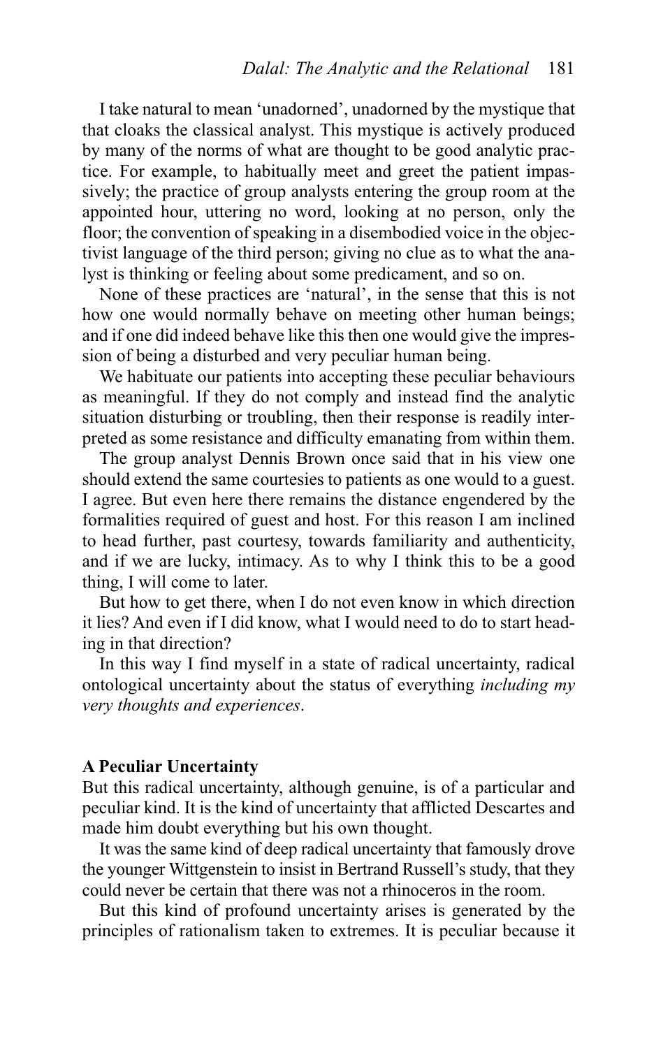I take natural to mean 'unadorned', unadorned by the mystique that that cloaks the classical analyst. This mystique is actively produced by many of the norms of what are thought to be good analytic practice. For example, to habitually meet and greet the patient impassively; the practice of group analysts entering the group room at the appointed hour, uttering no word, looking at no person, only the floor; the convention of speaking in a disembodied voice in the objectivist language of the third person; giving no clue as to what the analyst is thinking or feeling about some predicament, and so on.

None of these practices are 'natural', in the sense that this is not how one would normally behave on meeting other human beings; and if one did indeed behave like this then one would give the impression of being a disturbed and very peculiar human being.

We habituate our patients into accepting these peculiar behaviours as meaningful. If they do not comply and instead find the analytic situation disturbing or troubling, then their response is readily interpreted as some resistance and difficulty emanating from within them.

The group analyst Dennis Brown once said that in his view one should extend the same courtesies to patients as one would to a guest. I agree. But even here there remains the distance engendered by the formalities required of guest and host. For this reason I am inclined to head further, past courtesy, towards familiarity and authenticity, and if we are lucky, intimacy. As to why I think this to be a good thing, I will come to later.

But how to get there, when I do not even know in which direction it lies? And even if I did know, what I would need to do to start heading in that direction?

In this way I find myself in a state of radical uncertainty, radical ontological uncertainty about the status of everything *including my very thoughts and experiences*.

**A Peculiar Uncertainty**

But this radical uncertainty, although genuine, is of a particular and peculiar kind. It is the kind of uncertainty that afflicted Descartes and made him doubt everything but his own thought.

It was the same kind of deep radical uncertainty that famously drove the younger Wittgenstein to insist in Bertrand Russell's study, that they could never be certain that there was not a rhinoceros in the room.

But this kind of profound uncertainty arises is generated by the principles of rationalism taken to extremes. It is peculiar because it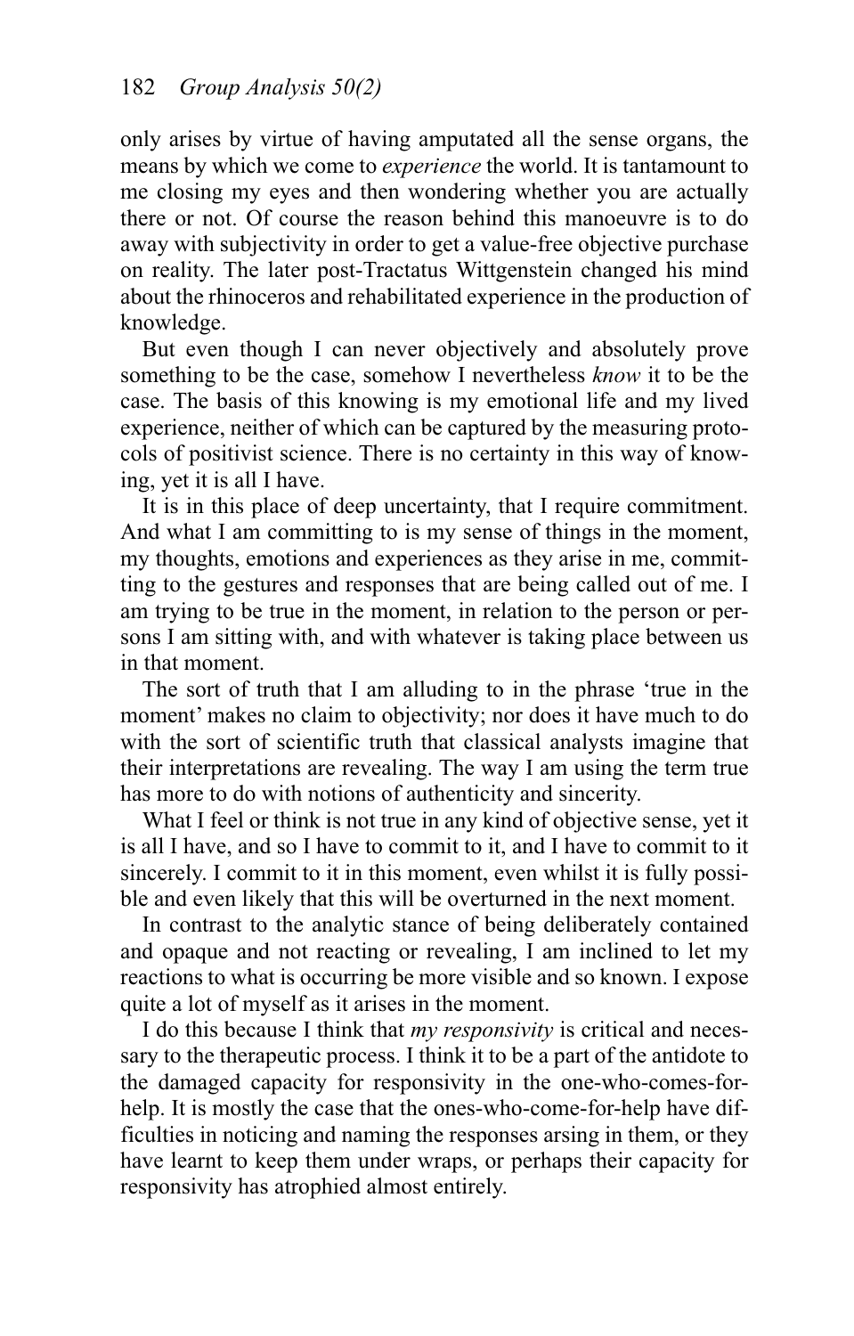only arises by virtue of having amputated all the sense organs, the means by which we come to *experience* the world. It is tantamount to me closing my eyes and then wondering whether you are actually there or not. Of course the reason behind this manoeuvre is to do away with subjectivity in order to get a value-free objective purchase on reality. The later post-Tractatus Wittgenstein changed his mind about the rhinoceros and rehabilitated experience in the production of knowledge.

But even though I can never objectively and absolutely prove something to be the case, somehow I nevertheless *know* it to be the case. The basis of this knowing is my emotional life and my lived experience, neither of which can be captured by the measuring protocols of positivist science. There is no certainty in this way of knowing, yet it is all I have.

It is in this place of deep uncertainty, that I require commitment. And what I am committing to is my sense of things in the moment, my thoughts, emotions and experiences as they arise in me, committing to the gestures and responses that are being called out of me. I am trying to be true in the moment, in relation to the person or persons I am sitting with, and with whatever is taking place between us in that moment.

The sort of truth that I am alluding to in the phrase 'true in the moment' makes no claim to objectivity; nor does it have much to do with the sort of scientific truth that classical analysts imagine that their interpretations are revealing. The way I am using the term true has more to do with notions of authenticity and sincerity.

What I feel or think is not true in any kind of objective sense, yet it is all I have, and so I have to commit to it, and I have to commit to it sincerely. I commit to it in this moment, even whilst it is fully possible and even likely that this will be overturned in the next moment.

In contrast to the analytic stance of being deliberately contained and opaque and not reacting or revealing, I am inclined to let my reactions to what is occurring be more visible and so known. I expose quite a lot of myself as it arises in the moment.

I do this because I think that *my responsivity* is critical and necessary to the therapeutic process. I think it to be a part of the antidote to the damaged capacity for responsivity in the one-who-comes-for-help. It is mostly the case that the ones-who-come-for-help have difficulties in noticing and naming the responses arsing in them, or they have learnt to keep them under wraps, or perhaps their capacity for responsivity has atrophied almost entirely.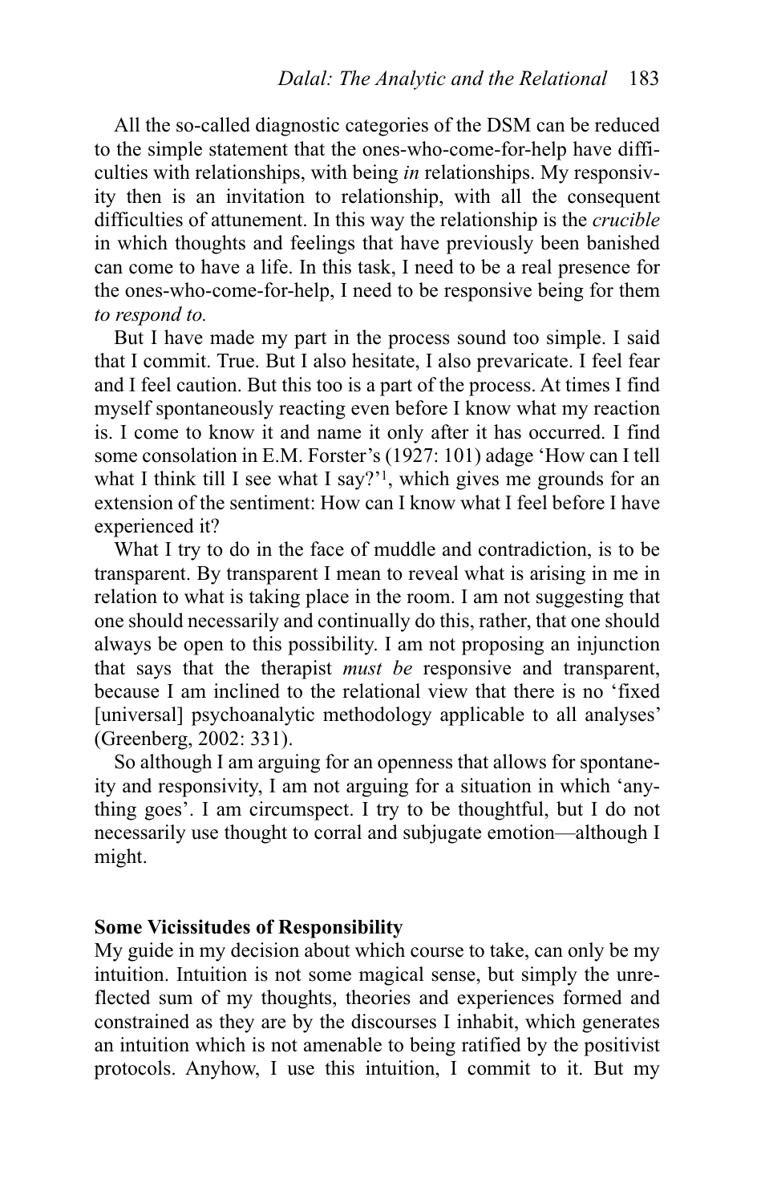All the so-called diagnostic categories of the DSM can be reduced to the simple statement that the ones-who-come-for-help have difficulties with relationships, with being *in* relationships. My responsivity then is an invitation to relationship, with all the consequent difficulties of attunement. In this way the relationship is the *crucible* in which thoughts and feelings that have previously been banished can come to have a life. In this task, I need to be a real presence for the ones-who-come-for-help, I need to be responsive being for them *to respond to.*

But I have made my part in the process sound too simple. I said that I commit. True. But I also hesitate, I also prevaricate. I feel fear and I feel caution. But this too is a part of the process. At times I find myself spontaneously reacting even before I know what my reaction is. I come to know it and name it only after it has occurred. I find some consolation in E.M. Forster's (1927: 101) adage 'How can I tell what I think till I see what I say?'[1], which gives me grounds for an extension of the sentiment: How can I know what I feel before I have experienced it?

What I try to do in the face of muddle and contradiction, is to be transparent. By transparent I mean to reveal what is arising in me in relation to what is taking place in the room. I am not suggesting that one should necessarily and continually do this, rather, that one should always be open to this possibility. I am not proposing an injunction that says that the therapist *must be* responsive and transparent, because I am inclined to the relational view that there is no 'fixed [universal] psychoanalytic methodology applicable to all analyses' (Greenberg, 2002: 331).

So although I am arguing for an openness that allows for spontaneity and responsivity, I am not arguing for a situation in which 'anything goes'. I am circumspect. I try to be thoughtful, but I do not necessarily use thought to corral and subjugate emotion—although I might.

## Some Vicissitudes of Responsibility

My guide in my decision about which course to take, can only be my intuition. Intuition is not some magical sense, but simply the unreflected sum of my thoughts, theories and experiences formed and constrained as they are by the discourses I inhabit, which generates an intuition which is not amenable to being ratified by the positivist protocols. Anyhow, I use this intuition, I commit to it. But my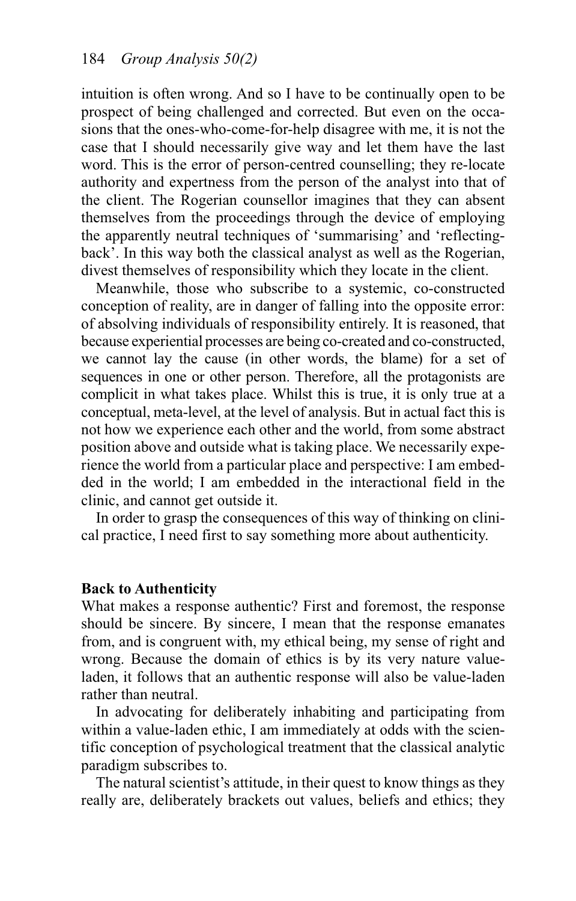intuition is often wrong. And so I have to be continually open to be prospect of being challenged and corrected. But even on the occasions that the ones-who-come-for-help disagree with me, it is not the case that I should necessarily give way and let them have the last word. This is the error of person-centred counselling; they re-locate authority and expertness from the person of the analyst into that of the client. The Rogerian counsellor imagines that they can absent themselves from the proceedings through the device of employing the apparently neutral techniques of 'summarising' and 'reflecting-back'. In this way both the classical analyst as well as the Rogerian, divest themselves of responsibility which they locate in the client.

Meanwhile, those who subscribe to a systemic, co-constructed conception of reality, are in danger of falling into the opposite error: of absolving individuals of responsibility entirely. It is reasoned, that because experiential processes are being co-created and co-constructed, we cannot lay the cause (in other words, the blame) for a set of sequences in one or other person. Therefore, all the protagonists are complicit in what takes place. Whilst this is true, it is only true at a conceptual, meta-level, at the level of analysis. But in actual fact this is not how we experience each other and the world, from some abstract position above and outside what is taking place. We necessarily experience the world from a particular place and perspective: I am embedded in the world; I am embedded in the interactional field in the clinic, and cannot get outside it.

In order to grasp the consequences of this way of thinking on clinical practice, I need first to say something more about authenticity.

## Back to Authenticity

What makes a response authentic? First and foremost, the response should be sincere. By sincere, I mean that the response emanates from, and is congruent with, my ethical being, my sense of right and wrong. Because the domain of ethics is by its very nature value-laden, it follows that an authentic response will also be value-laden rather than neutral.

In advocating for deliberately inhabiting and participating from within a value-laden ethic, I am immediately at odds with the scientific conception of psychological treatment that the classical analytic paradigm subscribes to.

The natural scientist's attitude, in their quest to know things as they really are, deliberately brackets out values, beliefs and ethics; they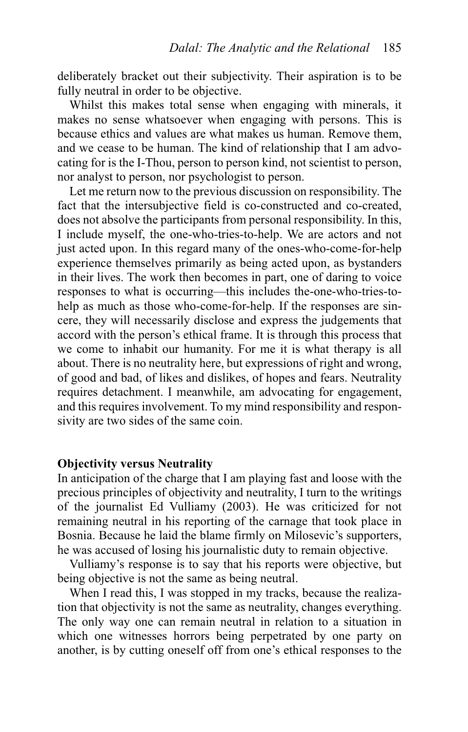deliberately bracket out their subjectivity. Their aspiration is to be fully neutral in order to be objective.

Whilst this makes total sense when engaging with minerals, it makes no sense whatsoever when engaging with persons. This is because ethics and values are what makes us human. Remove them, and we cease to be human. The kind of relationship that I am advocating for is the I-Thou, person to person kind, not scientist to person, nor analyst to person, nor psychologist to person.

Let me return now to the previous discussion on responsibility. The fact that the intersubjective field is co-constructed and co-created, does not absolve the participants from personal responsibility. In this, I include myself, the one-who-tries-to-help. We are actors and not just acted upon. In this regard many of the ones-who-come-for-help experience themselves primarily as being acted upon, as bystanders in their lives. The work then becomes in part, one of daring to voice responses to what is occurring—this includes the-one-who-tries-to-help as much as those who-come-for-help. If the responses are sincere, they will necessarily disclose and express the judgements that accord with the person's ethical frame. It is through this process that we come to inhabit our humanity. For me it is what therapy is all about. There is no neutrality here, but expressions of right and wrong, of good and bad, of likes and dislikes, of hopes and fears. Neutrality requires detachment. I meanwhile, am advocating for engagement, and this requires involvement. To my mind responsibility and responsivity are two sides of the same coin.

**Objectivity versus Neutrality**

In anticipation of the charge that I am playing fast and loose with the precious principles of objectivity and neutrality, I turn to the writings of the journalist Ed Vulliamy (2003). He was criticized for not remaining neutral in his reporting of the carnage that took place in Bosnia. Because he laid the blame firmly on Milosevic's supporters, he was accused of losing his journalistic duty to remain objective.

Vulliamy's response is to say that his reports were objective, but being objective is not the same as being neutral.

When I read this, I was stopped in my tracks, because the realization that objectivity is not the same as neutrality, changes everything. The only way one can remain neutral in relation to a situation in which one witnesses horrors being perpetrated by one party on another, is by cutting oneself off from one's ethical responses to the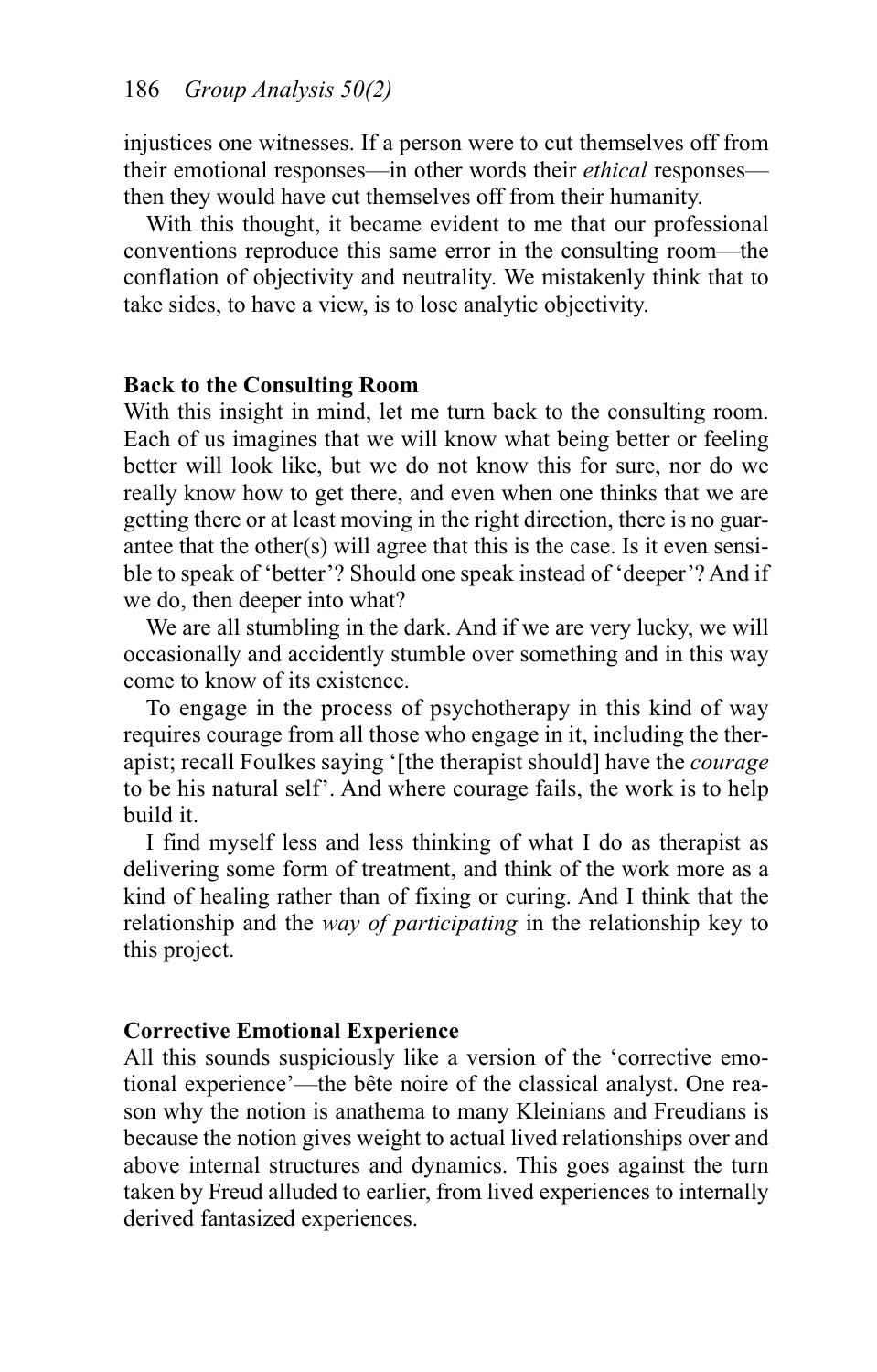injustices one witnesses. If a person were to cut themselves off from their emotional responses—in other words their *ethical* responses—then they would have cut themselves off from their humanity.

With this thought, it became evident to me that our professional conventions reproduce this same error in the consulting room—the conflation of objectivity and neutrality. We mistakenly think that to take sides, to have a view, is to lose analytic objectivity.

## Back to the Consulting Room

With this insight in mind, let me turn back to the consulting room. Each of us imagines that we will know what being better or feeling better will look like, but we do not know this for sure, nor do we really know how to get there, and even when one thinks that we are getting there or at least moving in the right direction, there is no guarantee that the other(s) will agree that this is the case. Is it even sensible to speak of 'better'? Should one speak instead of 'deeper'? And if we do, then deeper into what?

We are all stumbling in the dark. And if we are very lucky, we will occasionally and accidently stumble over something and in this way come to know of its existence.

To engage in the process of psychotherapy in this kind of way requires courage from all those who engage in it, including the therapist; recall Foulkes saying '[the therapist should] have the *courage* to be his natural self'. And where courage fails, the work is to help build it.

I find myself less and less thinking of what I do as therapist as delivering some form of treatment, and think of the work more as a kind of healing rather than of fixing or curing. And I think that the relationship and the *way of participating* in the relationship key to this project.

## Corrective Emotional Experience

All this sounds suspiciously like a version of the 'corrective emotional experience'—the bête noire of the classical analyst. One reason why the notion is anathema to many Kleinians and Freudians is because the notion gives weight to actual lived relationships over and above internal structures and dynamics. This goes against the turn taken by Freud alluded to earlier, from lived experiences to internally derived fantasized experiences.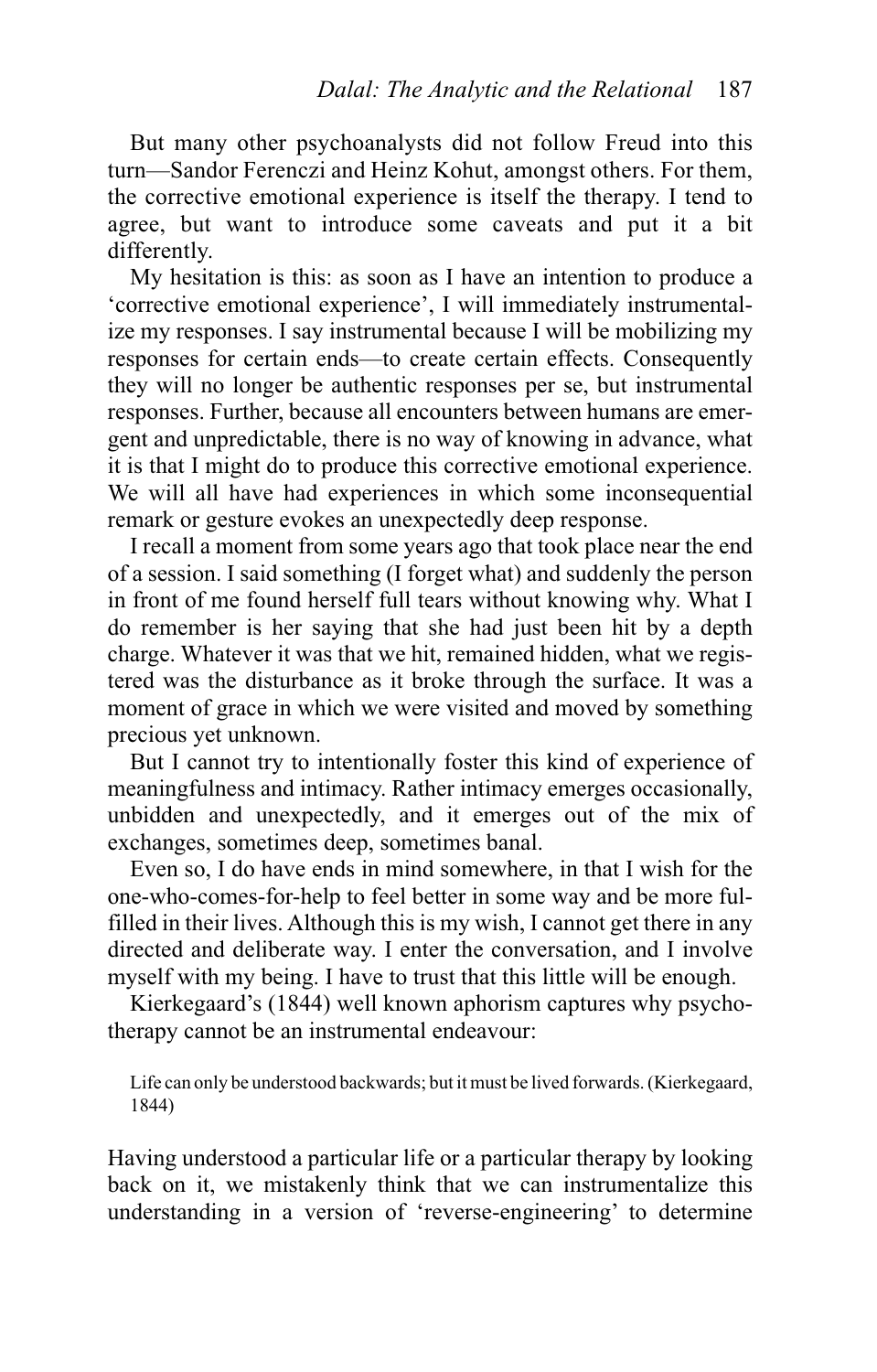But many other psychoanalysts did not follow Freud into this turn—Sandor Ferenczi and Heinz Kohut, amongst others. For them, the corrective emotional experience is itself the therapy. I tend to agree, but want to introduce some caveats and put it a bit differently.

My hesitation is this: as soon as I have an intention to produce a 'corrective emotional experience', I will immediately instrumentalize my responses. I say instrumental because I will be mobilizing my responses for certain ends—to create certain effects. Consequently they will no longer be authentic responses per se, but instrumental responses. Further, because all encounters between humans are emergent and unpredictable, there is no way of knowing in advance, what it is that I might do to produce this corrective emotional experience. We will all have had experiences in which some inconsequential remark or gesture evokes an unexpectedly deep response.

I recall a moment from some years ago that took place near the end of a session. I said something (I forget what) and suddenly the person in front of me found herself full tears without knowing why. What I do remember is her saying that she had just been hit by a depth charge. Whatever it was that we hit, remained hidden, what we registered was the disturbance as it broke through the surface. It was a moment of grace in which we were visited and moved by something precious yet unknown.

But I cannot try to intentionally foster this kind of experience of meaningfulness and intimacy. Rather intimacy emerges occasionally, unbidden and unexpectedly, and it emerges out of the mix of exchanges, sometimes deep, sometimes banal.

Even so, I do have ends in mind somewhere, in that I wish for the one-who-comes-for-help to feel better in some way and be more fulfilled in their lives. Although this is my wish, I cannot get there in any directed and deliberate way. I enter the conversation, and I involve myself with my being. I have to trust that this little will be enough.

Kierkegaard's (1844) well known aphorism captures why psychotherapy cannot be an instrumental endeavour:

> Life can only be understood backwards; but it must be lived forwards. (Kierkegaard, 1844)

Having understood a particular life or a particular therapy by looking back on it, we mistakenly think that we can instrumentalize this understanding in a version of 'reverse-engineering' to determine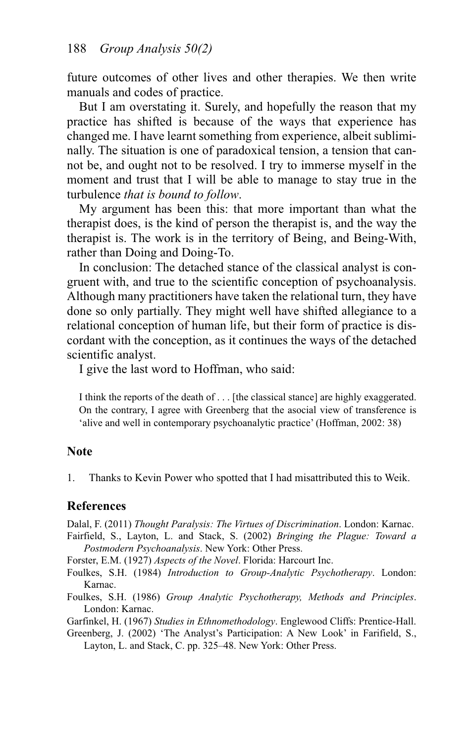future outcomes of other lives and other therapies. We then write manuals and codes of practice.

But I am overstating it. Surely, and hopefully the reason that my practice has shifted is because of the ways that experience has changed me. I have learnt something from experience, albeit subliminally. The situation is one of paradoxical tension, a tension that cannot be, and ought not to be resolved. I try to immerse myself in the moment and trust that I will be able to manage to stay true in the turbulence *that is bound to follow*.

My argument has been this: that more important than what the therapist does, is the kind of person the therapist is, and the way the therapist is. The work is in the territory of Being, and Being-With, rather than Doing and Doing-To.

In conclusion: The detached stance of the classical analyst is congruent with, and true to the scientific conception of psychoanalysis. Although many practitioners have taken the relational turn, they have done so only partially. They might well have shifted allegiance to a relational conception of human life, but their form of practice is discordant with the conception, as it continues the ways of the detached scientific analyst.

I give the last word to Hoffman, who said:

> I think the reports of the death of . . . [the classical stance] are highly exaggerated. On the contrary, I agree with Greenberg that the asocial view of transference is 'alive and well in contemporary psychoanalytic practice' (Hoffman, 2002: 38)

## Note

1. Thanks to Kevin Power who spotted that I had misattributed this to Weik.

## References

Dalal, F. (2011) *Thought Paralysis: The Virtues of Discrimination*. London: Karnac.

Fairfield, S., Layton, L. and Stack, S. (2002) *Bringing the Plague: Toward a Postmodern Psychoanalysis*. New York: Other Press.

Forster, E.M. (1927) *Aspects of the Novel*. Florida: Harcourt Inc.

Foulkes, S.H. (1984) *Introduction to Group-Analytic Psychotherapy*. London: Karnac.

Foulkes, S.H. (1986) *Group Analytic Psychotherapy, Methods and Principles*. London: Karnac.

Garfinkel, H. (1967) *Studies in Ethnomethodology*. Englewood Cliffs: Prentice-Hall.

Greenberg, J. (2002) 'The Analyst's Participation: A New Look' in Farifield, S., Layton, L. and Stack, C. pp. 325–48. New York: Other Press.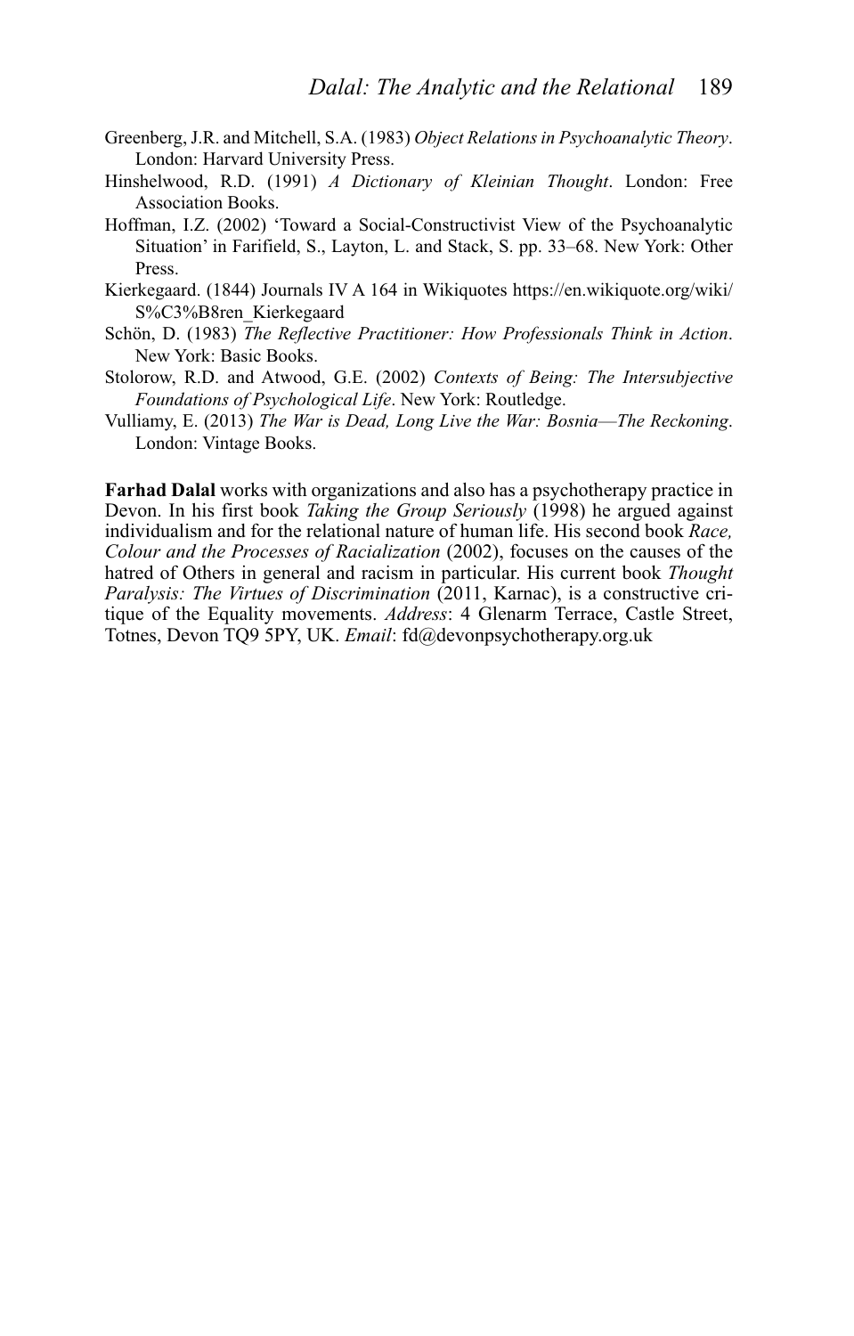Greenberg, J.R. and Mitchell, S.A. (1983) *Object Relations in Psychoanalytic Theory*. London: Harvard University Press.

Hinshelwood, R.D. (1991) *A Dictionary of Kleinian Thought*. London: Free Association Books.

Hoffman, I.Z. (2002) 'Toward a Social-Constructivist View of the Psychoanalytic Situation' in Farifield, S., Layton, L. and Stack, S. pp. 33–68. New York: Other Press.

Kierkegaard. (1844) Journals IV A 164 in Wikiquotes https://en.wikiquote.org/wiki/S%C3%B8ren_Kierkegaard

Schön, D. (1983) *The Reflective Practitioner: How Professionals Think in Action*. New York: Basic Books.

Stolorow, R.D. and Atwood, G.E. (2002) *Contexts of Being: The Intersubjective Foundations of Psychological Life*. New York: Routledge.

Vulliamy, E. (2013) *The War is Dead, Long Live the War: Bosnia—The Reckoning*. London: Vintage Books.

**Farhad Dalal** works with organizations and also has a psychotherapy practice in Devon. In his first book *Taking the Group Seriously* (1998) he argued against individualism and for the relational nature of human life. His second book *Race, Colour and the Processes of Racialization* (2002), focuses on the causes of the hatred of Others in general and racism in particular. His current book *Thought Paralysis: The Virtues of Discrimination* (2011, Karnac), is a constructive critique of the Equality movements. *Address*: 4 Glenarm Terrace, Castle Street, Totnes, Devon TQ9 5PY, UK. *Email*: fd@devonpsychotherapy.org.uk